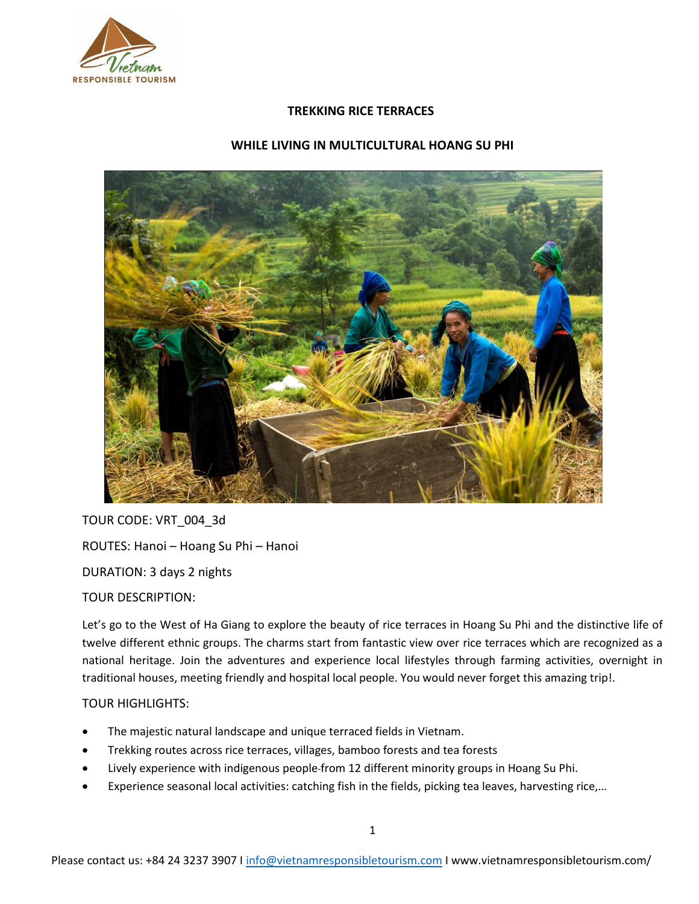# TREKKING RICE TERRACES

## WHILE LIVING IN MULTICULTURAL HOANG SU PHI

TOUR CODE: VRT_004_3d

ROUTES: Hanoi – Hoang Su Phi – Hanoi

DURATION: 3 days 2 nights

TOUR DESCRIPTION:

Let's go to the West of Ha Giang to explore the beauty of rice terraces in Hoang Su Phi and the distinctive life of twelve different ethnic groups. The charms start from fantastic view over rice terraces which are recognized as a national heritage. Join the adventures and experience local lifestyles through farming activities, overnight in traditional houses, meeting friendly and hospital local people. You would never forget this amazing trip!.

TOUR HIGHLIGHTS:

- The majestic natural landscape and unique terraced fields in Vietnam.
- Trekking routes across rice terraces, villages, bamboo forests and tea forests
- Lively experience with indigenous people from 12 different minority groups in Hoang Su Phi.
- Experience seasonal local activities: catching fish in the fields, picking tea leaves, harvesting rice,…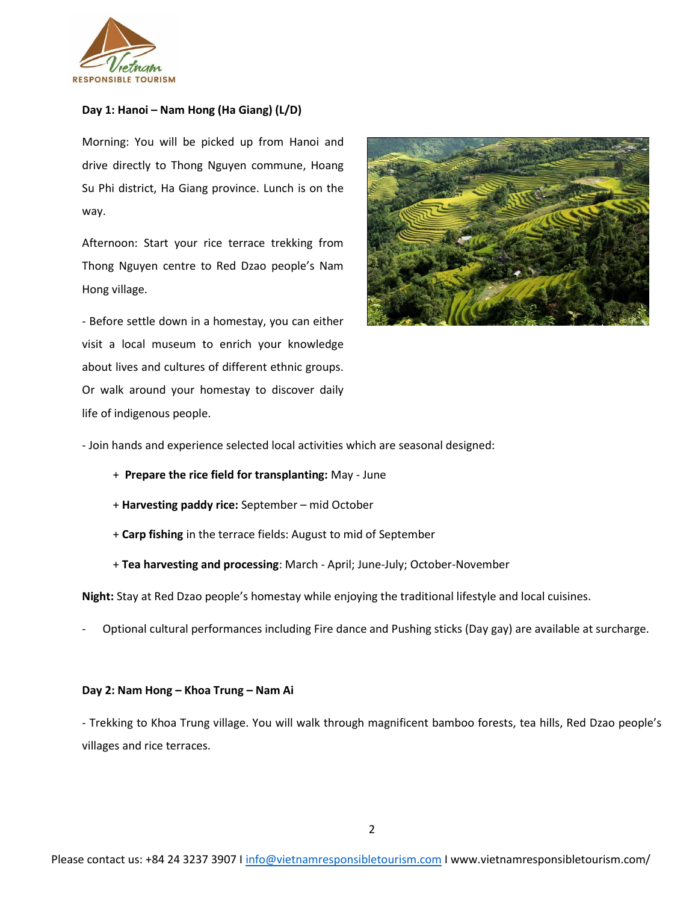**Day 1: Hanoi – Nam Hong (Ha Giang) (L/D)**

Morning: You will be picked up from Hanoi and drive directly to Thong Nguyen commune, Hoang Su Phi district, Ha Giang province. Lunch is on the way.

Afternoon: Start your rice terrace trekking from Thong Nguyen centre to Red Dzao people's Nam Hong village.

- Before settle down in a homestay, you can either visit a local museum to enrich your knowledge about lives and cultures of different ethnic groups. Or walk around your homestay to discover daily life of indigenous people.

- Join hands and experience selected local activities which are seasonal designed:

  + **Prepare the rice field for transplanting:** May - June

  + **Harvesting paddy rice:** September – mid October

  + **Carp fishing** in the terrace fields: August to mid of September

  + **Tea harvesting and processing**: March - April; June-July; October-November

**Night:** Stay at Red Dzao people's homestay while enjoying the traditional lifestyle and local cuisines.

- Optional cultural performances including Fire dance and Pushing sticks (Day gay) are available at surcharge.

**Day 2: Nam Hong – Khoa Trung – Nam Ai**

- Trekking to Khoa Trung village. You will walk through magnificent bamboo forests, tea hills, Red Dzao people's villages and rice terraces.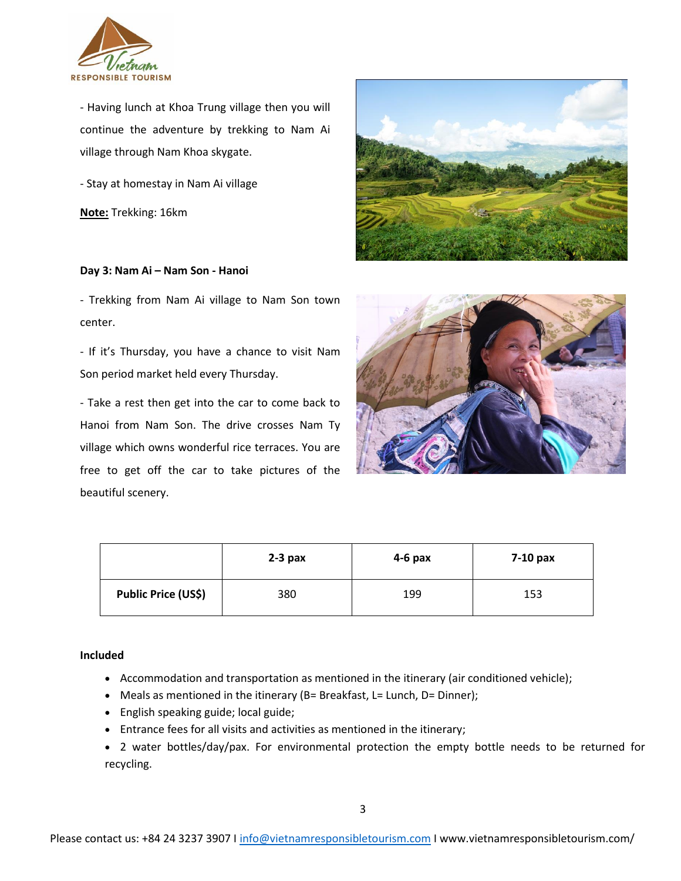- Having lunch at Khoa Trung village then you will continue the adventure by trekking to Nam Ai village through Nam Khoa skygate.

- Stay at homestay in Nam Ai village

**Note:** Trekking: 16km

**Day 3: Nam Ai – Nam Son - Hanoi**

- Trekking from Nam Ai village to Nam Son town center.

- If it's Thursday, you have a chance to visit Nam Son period market held every Thursday.

- Take a rest then get into the car to come back to Hanoi from Nam Son. The drive crosses Nam Ty village which owns wonderful rice terraces. You are free to get off the car to take pictures of the beautiful scenery.

| | 2-3 pax | 4-6 pax | 7-10 pax |
|---|---|---|---|
| **Public Price (US$)** | 380 | 199 | 153 |

**Included**

- Accommodation and transportation as mentioned in the itinerary (air conditioned vehicle);
- Meals as mentioned in the itinerary (B= Breakfast, L= Lunch, D= Dinner);
- English speaking guide; local guide;
- Entrance fees for all visits and activities as mentioned in the itinerary;
- 2 water bottles/day/pax. For environmental protection the empty bottle needs to be returned for recycling.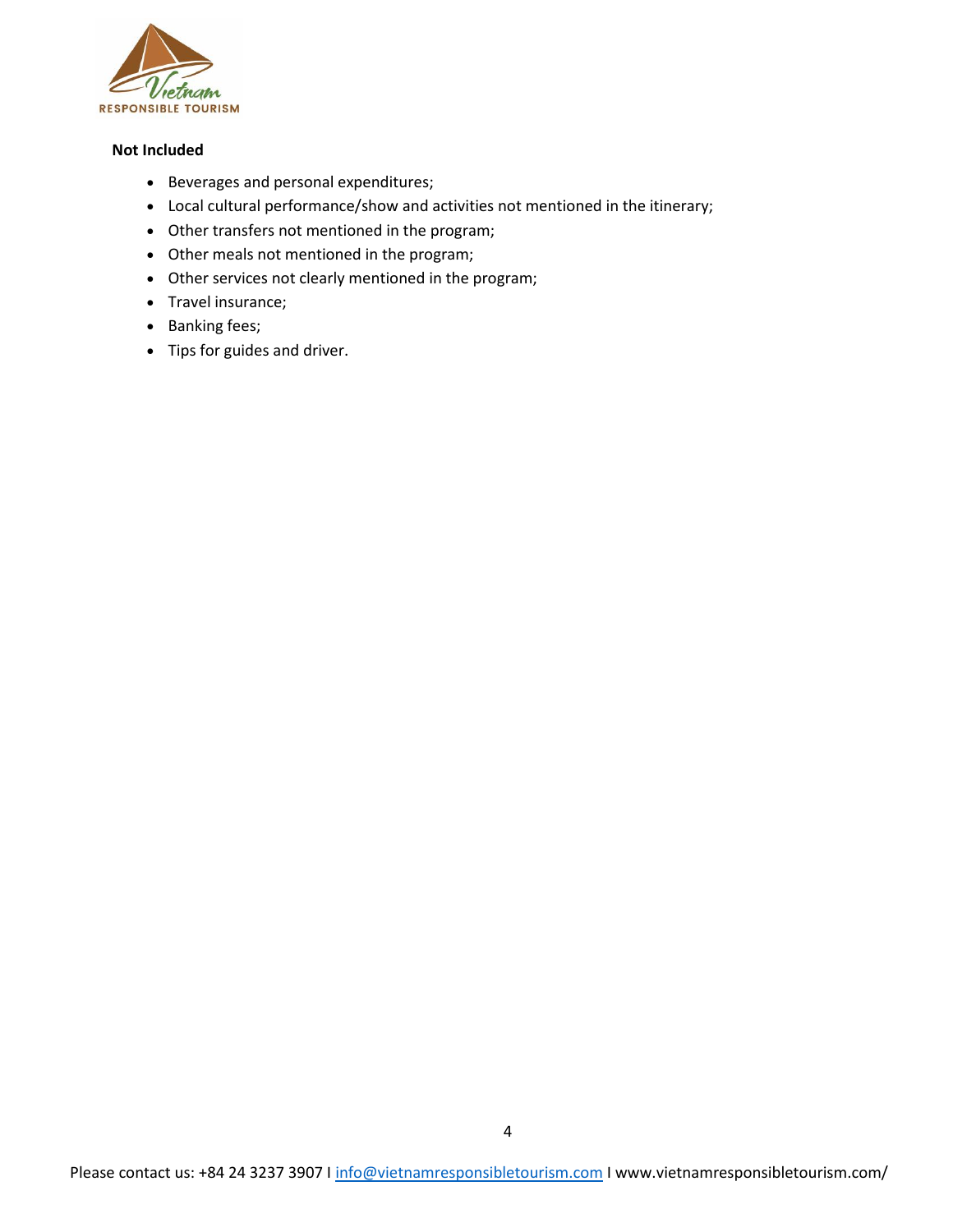**Not Included**

- Beverages and personal expenditures;
- Local cultural performance/show and activities not mentioned in the itinerary;
- Other transfers not mentioned in the program;
- Other meals not mentioned in the program;
- Other services not clearly mentioned in the program;
- Travel insurance;
- Banking fees;
- Tips for guides and driver.